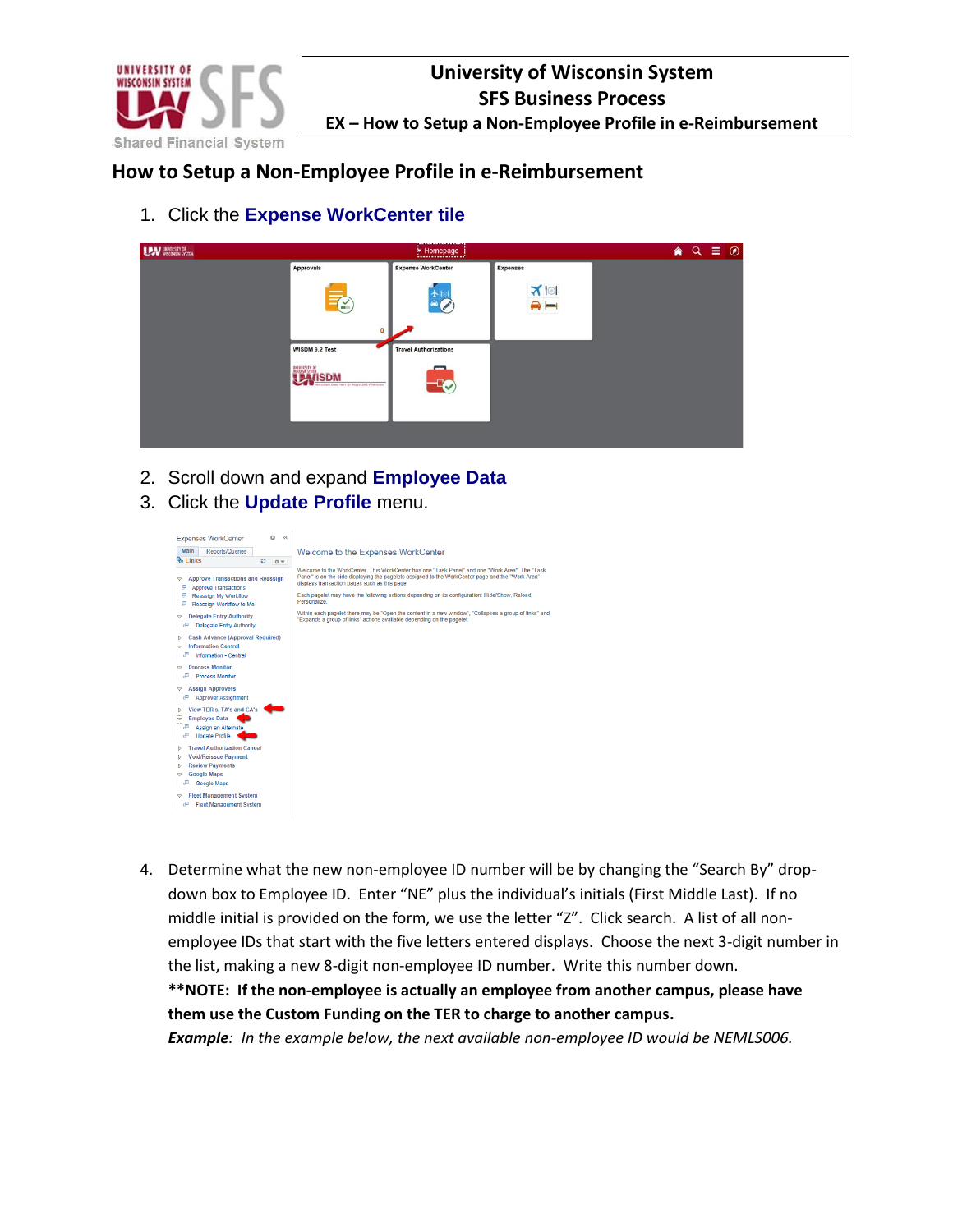# How to Setup a Non-Employee Profile in e-Reimbursement

1. Click the **Expense WorkCenter tile**

2. Scroll down and expand **Employee Data**
3. Click the **Update Profile** menu.

4. Determine what the new non-employee ID number will be by changing the "Search By" drop-down box to Employee ID. Enter "NE" plus the individual's initials (First Middle Last). If no middle initial is provided on the form, we use the letter "Z". Click search. A list of all non-employee IDs that start with the five letters entered displays. Choose the next 3-digit number in the list, making a new 8-digit non-employee ID number. Write this number down.

   **\*\*NOTE: If the non-employee is actually an employee from another campus, please have them use the Custom Funding on the TER to charge to another campus.**

   ***Example**: In the example below, the next available non-employee ID would be NEMLS006.*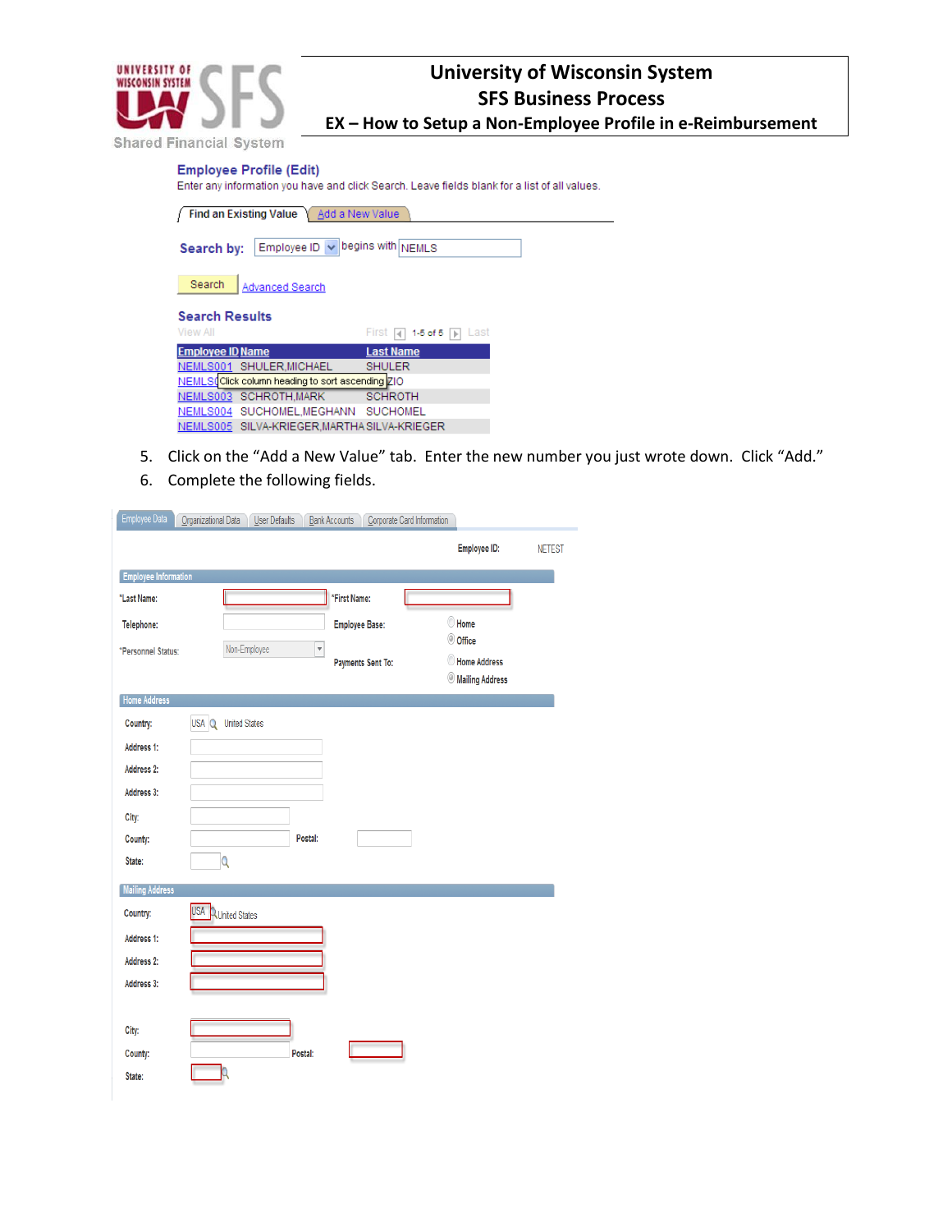# University of Wisconsin System
## SFS Business Process
### EX – How to Setup a Non-Employee Profile in e-Reimbursement

**Employee Profile (Edit)**

Enter any information you have and click Search. Leave fields blank for a list of all values.

Find an Existing Value | Add a New Value

Search by: Employee ID begins with NEMLS

Search | Advanced Search

**Search Results**

View All    First 1-5 of 5 Last

| Employee ID | Name | Last Name |
|---|---|---|
| NEMLS001 | SHULER,MICHAEL | SHULER |
| NEMLS002 | Click column heading to sort ascending | ZIO |
| NEMLS003 | SCHROTH,MARK | SCHROTH |
| NEMLS004 | SUCHOMEL,MEGHANN | SUCHOMEL |
| NEMLS005 | SILVA-KRIEGER,MARTHA | SILVA-KRIEGER |

5. Click on the "Add a New Value" tab. Enter the new number you just wrote down. Click "Add."
6. Complete the following fields.

Employee Data | Organizational Data | User Defaults | Bank Accounts | Corporate Card Information

Employee ID: NETEST

**Employee Information**

*Last Name: | *First Name:

Telephone: | Employee Base: Home / Office

*Personnel Status: Non-Employee | Payments Sent To: Home Address / Mailing Address

**Home Address**

Country: USA United States

Address 1:

Address 2:

Address 3:

City:

County: | Postal:

State:

**Mailing Address**

Country: USA United States

Address 1:

Address 2:

Address 3:

City:

County: | Postal:

State: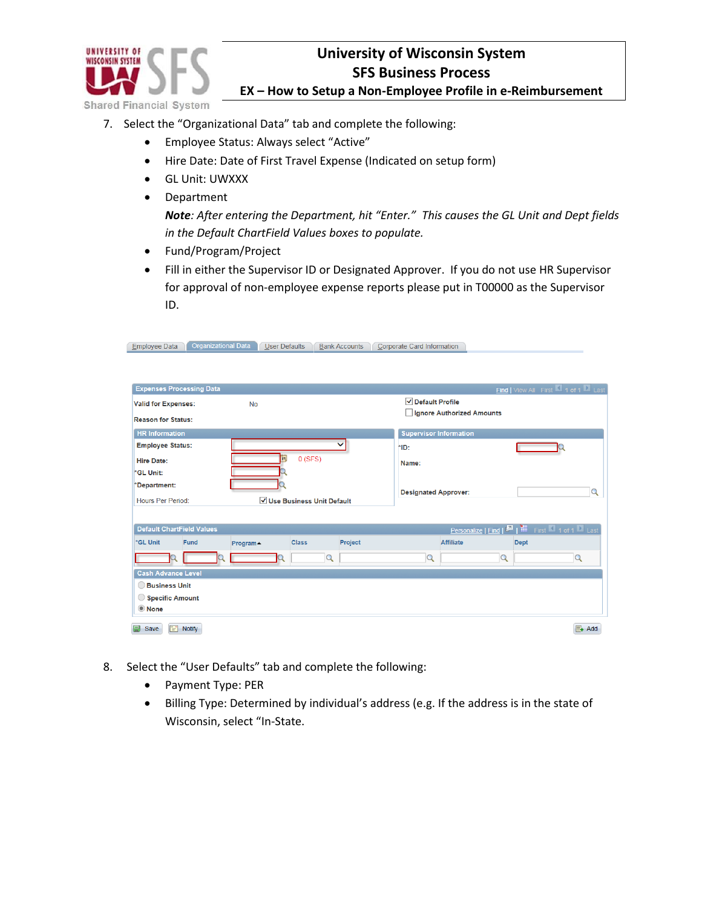7. Select the "Organizational Data" tab and complete the following:
   - Employee Status: Always select "Active"
   - Hire Date: Date of First Travel Expense (Indicated on setup form)
   - GL Unit: UWXXX
   - Department
     ***Note**: After entering the Department, hit "Enter." This causes the GL Unit and Dept fields in the Default ChartField Values boxes to populate.*
   - Fund/Program/Project
   - Fill in either the Supervisor ID or Designated Approver. If you do not use HR Supervisor for approval of non-employee expense reports please put in T00000 as the Supervisor ID.

8. Select the "User Defaults" tab and complete the following:
   - Payment Type: PER
   - Billing Type: Determined by individual's address (e.g. If the address is in the state of Wisconsin, select "In-State.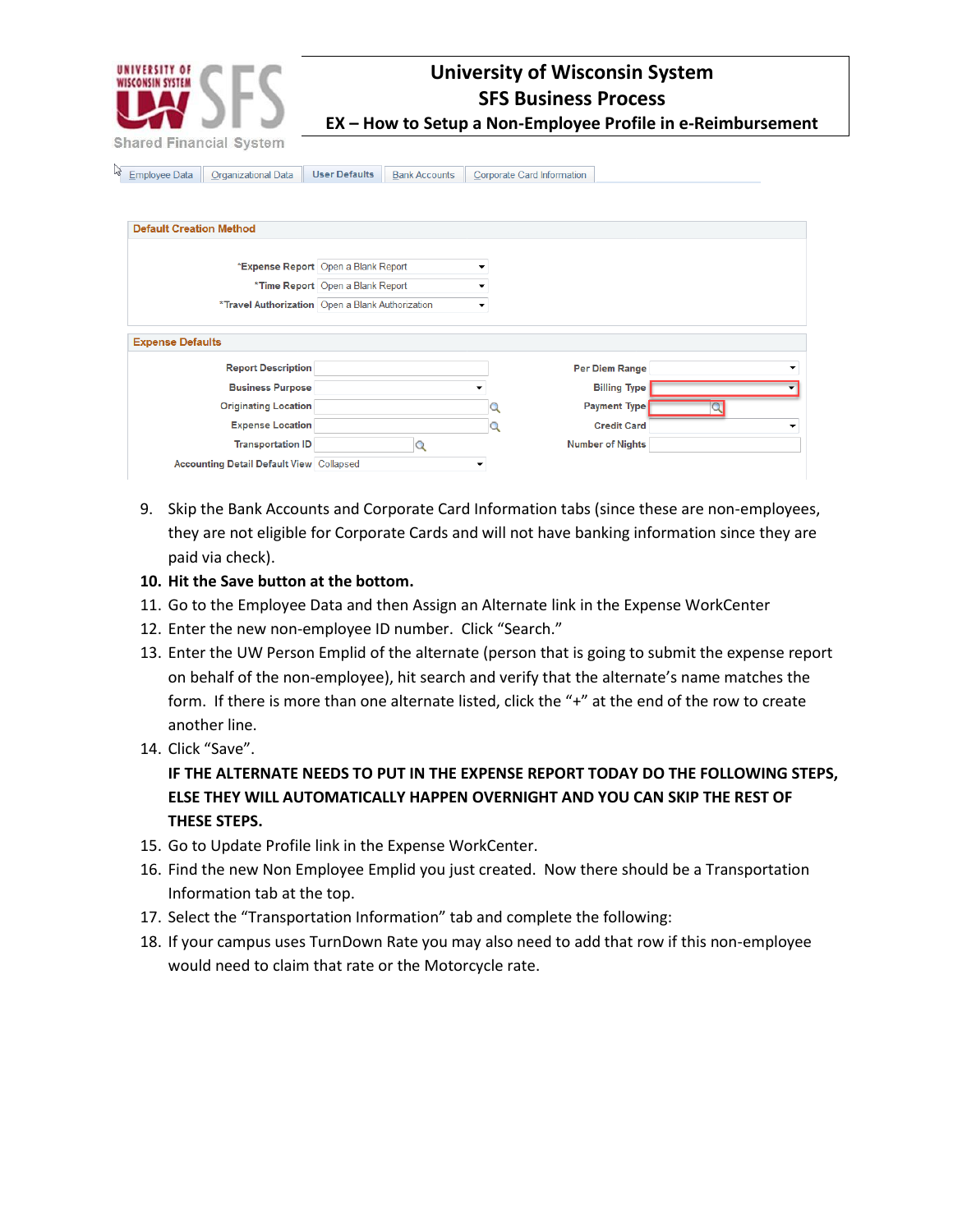| Employee Data | Organizational Data | User Defaults | Bank Accounts | Corporate Card Information |
|---|---|---|---|---|

**Default Creation Method**

| Field | Value |
|---|---|
| *Expense Report | Open a Blank Report |
| *Time Report | Open a Blank Report |
| *Travel Authorization | Open a Blank Authorization |

**Expense Defaults**

| Field | Value | Field | Value |
|---|---|---|---|
| Report Description | | Per Diem Range | |
| Business Purpose | | Billing Type | |
| Originating Location | | Payment Type | |
| Expense Location | | Credit Card | |
| Transportation ID | | Number of Nights | |
| Accounting Detail Default View | Collapsed | | |

9. Skip the Bank Accounts and Corporate Card Information tabs (since these are non-employees, they are not eligible for Corporate Cards and will not have banking information since they are paid via check).
10. **Hit the Save button at the bottom.**
11. Go to the Employee Data and then Assign an Alternate link in the Expense WorkCenter
12. Enter the new non-employee ID number. Click "Search."
13. Enter the UW Person Emplid of the alternate (person that is going to submit the expense report on behalf of the non-employee), hit search and verify that the alternate's name matches the form. If there is more than one alternate listed, click the "+" at the end of the row to create another line.
14. Click "Save".

    **IF THE ALTERNATE NEEDS TO PUT IN THE EXPENSE REPORT TODAY DO THE FOLLOWING STEPS, ELSE THEY WILL AUTOMATICALLY HAPPEN OVERNIGHT AND YOU CAN SKIP THE REST OF THESE STEPS.**
15. Go to Update Profile link in the Expense WorkCenter.
16. Find the new Non Employee Emplid you just created. Now there should be a Transportation Information tab at the top.
17. Select the "Transportation Information" tab and complete the following:
18. If your campus uses TurnDown Rate you may also need to add that row if this non-employee would need to claim that rate or the Motorcycle rate.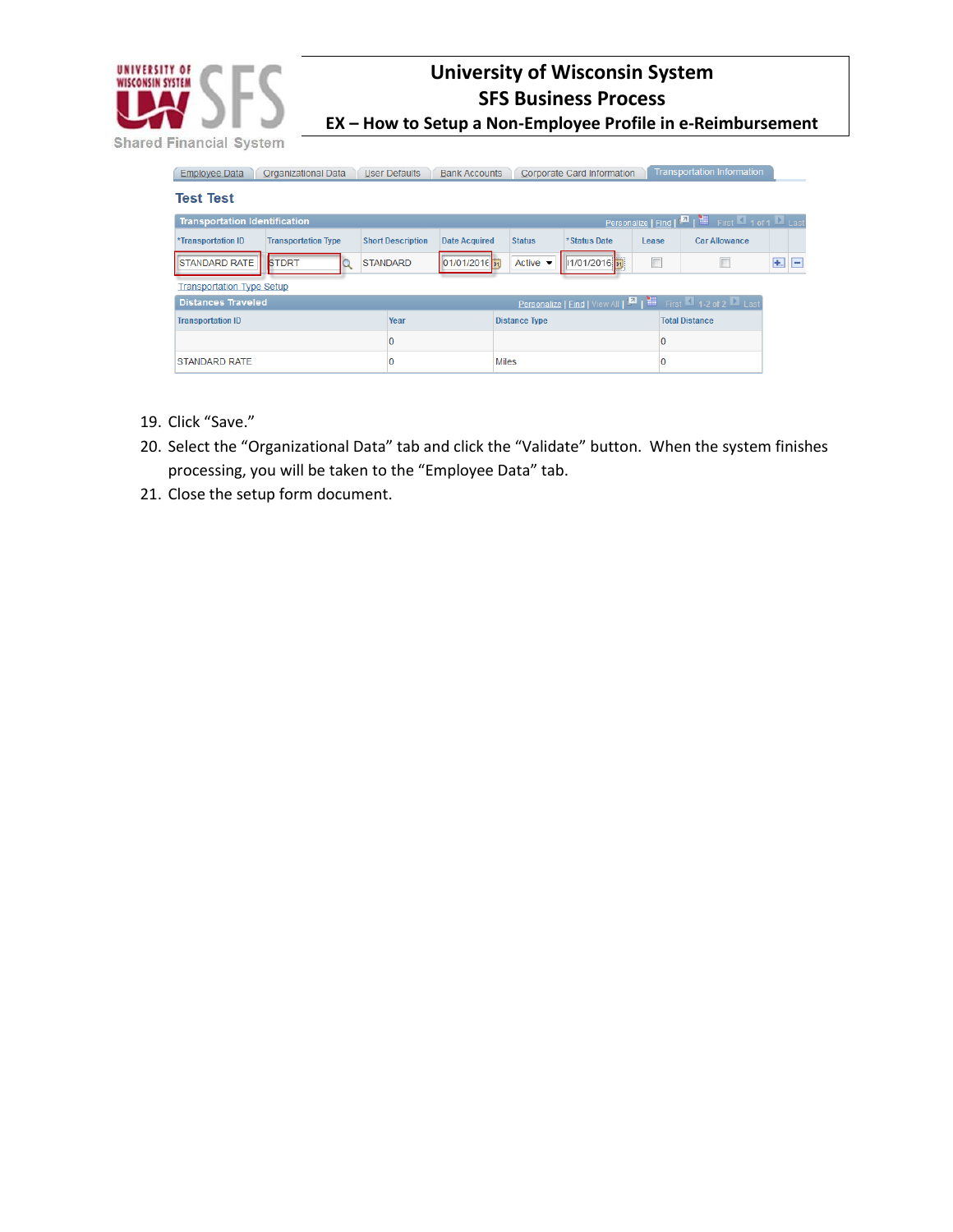Test Test

| *Transportation ID | Transportation Type | Short Description | Date Acquired | Status | *Status Date | Lease | Car Allowance |
|---|---|---|---|---|---|---|---|
| STANDARD RATE | STDRT | STANDARD | 01/01/2016 | Active | 01/01/2016 | | |

Transportation Type Setup

Distances Traveled

| Transportation ID | Year | Distance Type | Total Distance |
|---|---|---|---|
| | 0 | | 0 |
| STANDARD RATE | 0 | Miles | 0 |

19. Click “Save.”
20. Select the “Organizational Data” tab and click the “Validate” button. When the system finishes processing, you will be taken to the “Employee Data” tab.
21. Close the setup form document.